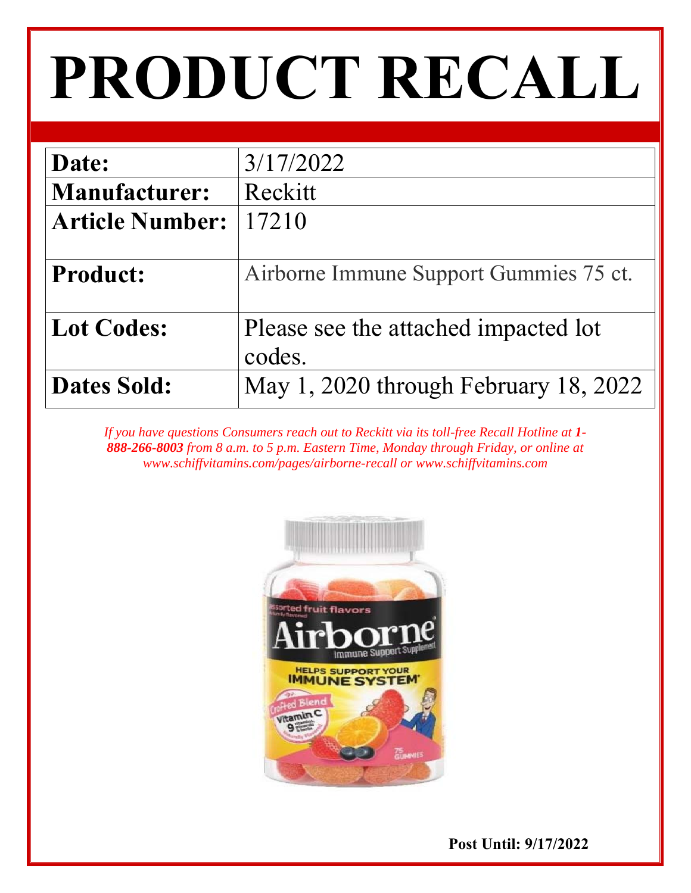# PRODUCT RECALL

| **Date:** | 3/17/2022 |
|---|---|
| **Manufacturer:** | Reckitt |
| **Article Number:** | 17210 |
| **Product:** | Airborne Immune Support Gummies 75 ct. |
| **Lot Codes:** | Please see the attached impacted lot codes. |
| **Dates Sold:** | May 1, 2020 through February 18, 2022 |

*If you have questions Consumers reach out to Reckitt via its toll-free Recall Hotline at* ***1-888-266-8003*** *from 8 a.m. to 5 p.m. Eastern Time, Monday through Friday, or online at www.schiffvitamins.com/pages/airborne-recall or www.schiffvitamins.com*

**Post Until: 9/17/2022**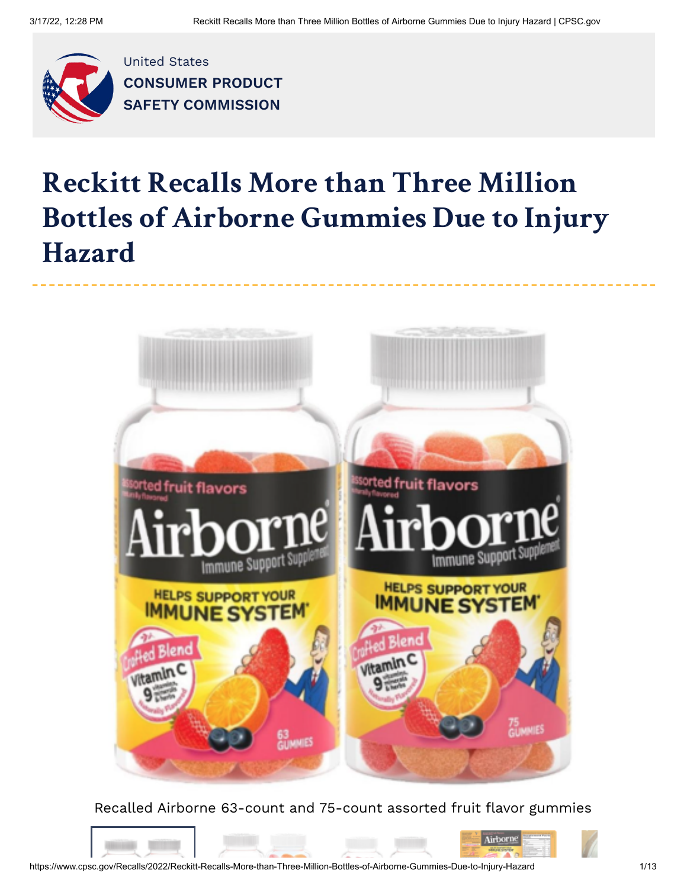United States
**CONSUMER PRODUCT SAFETY COMMISSION**

# Reckitt Recalls More than Three Million Bottles of Airborne Gummies Due to Injury Hazard

Recalled Airborne 63-count and 75-count assorted fruit flavor gummies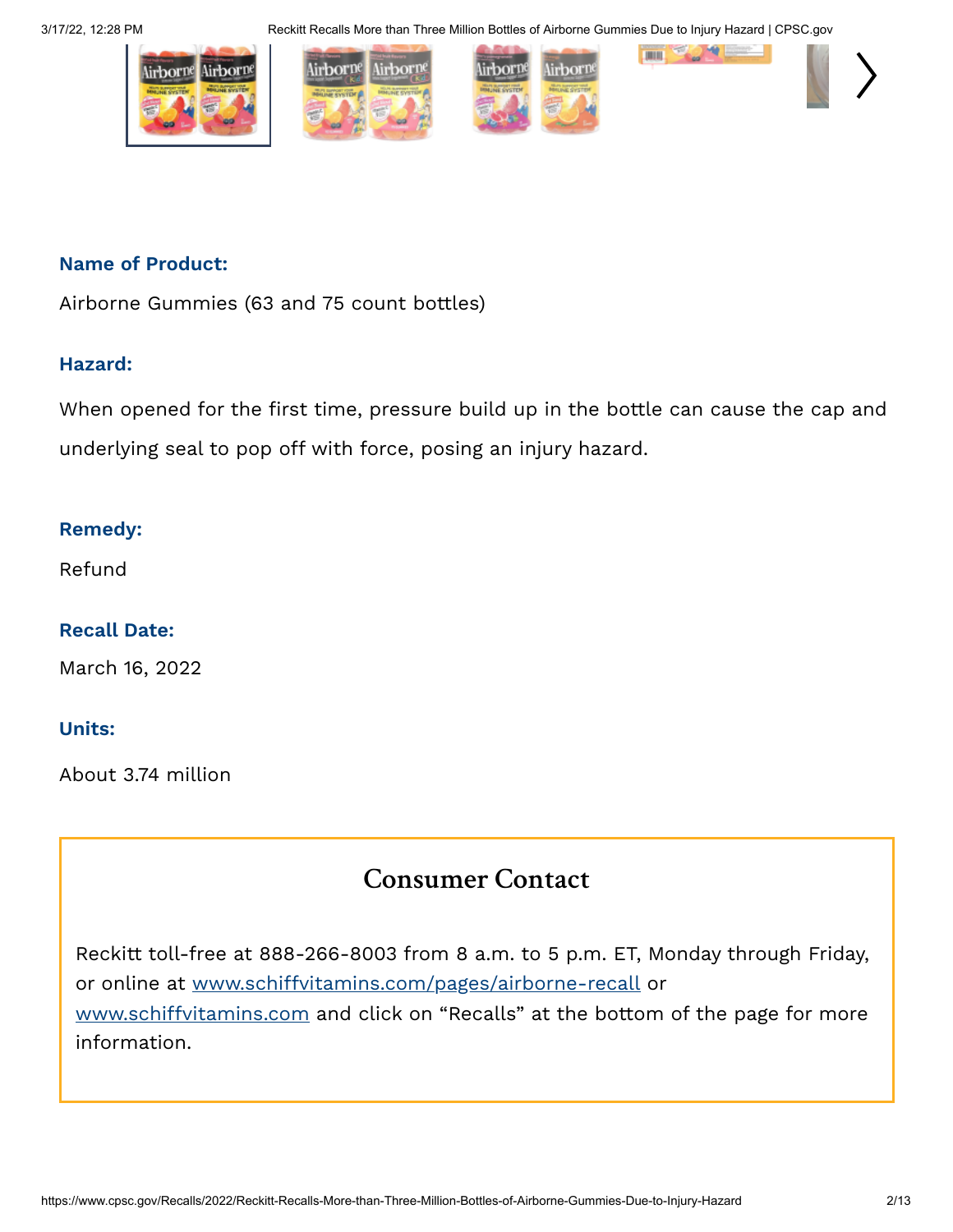### Name of Product:

Airborne Gummies (63 and 75 count bottles)

### Hazard:

When opened for the first time, pressure build up in the bottle can cause the cap and underlying seal to pop off with force, posing an injury hazard.

### Remedy:

Refund

### Recall Date:

March 16, 2022

### Units:

About 3.74 million

## Consumer Contact

Reckitt toll-free at 888-266-8003 from 8 a.m. to 5 p.m. ET, Monday through Friday, or online at www.schiffvitamins.com/pages/airborne-recall or www.schiffvitamins.com and click on “Recalls” at the bottom of the page for more information.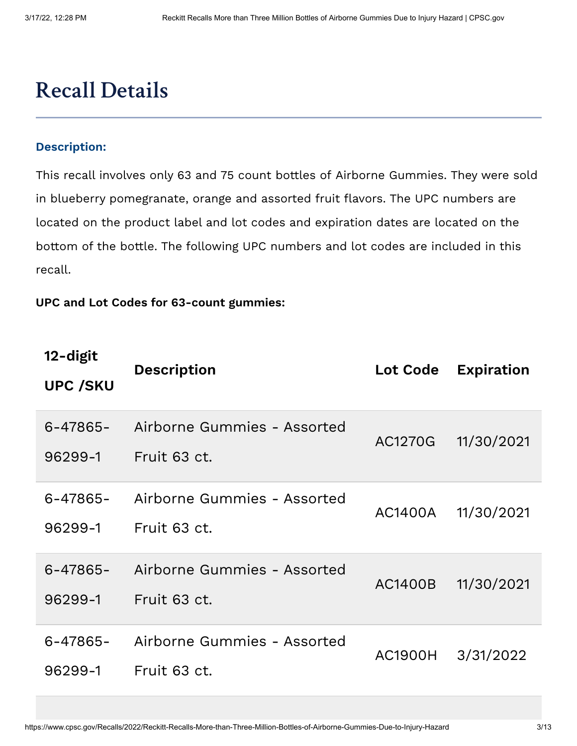# Recall Details

### Description:

This recall involves only 63 and 75 count bottles of Airborne Gummies. They were sold in blueberry pomegranate, orange and assorted fruit flavors. The UPC numbers are located on the product label and lot codes and expiration dates are located on the bottom of the bottle. The following UPC numbers and lot codes are included in this recall.

**UPC and Lot Codes for 63-count gummies:**

| 12-digit UPC /SKU | Description | Lot Code | Expiration |
|---|---|---|---|
| 6-47865-96299-1 | Airborne Gummies - Assorted Fruit 63 ct. | AC1270G | 11/30/2021 |
| 6-47865-96299-1 | Airborne Gummies - Assorted Fruit 63 ct. | AC1400A | 11/30/2021 |
| 6-47865-96299-1 | Airborne Gummies - Assorted Fruit 63 ct. | AC1400B | 11/30/2021 |
| 6-47865-96299-1 | Airborne Gummies - Assorted Fruit 63 ct. | AC1900H | 3/31/2022 |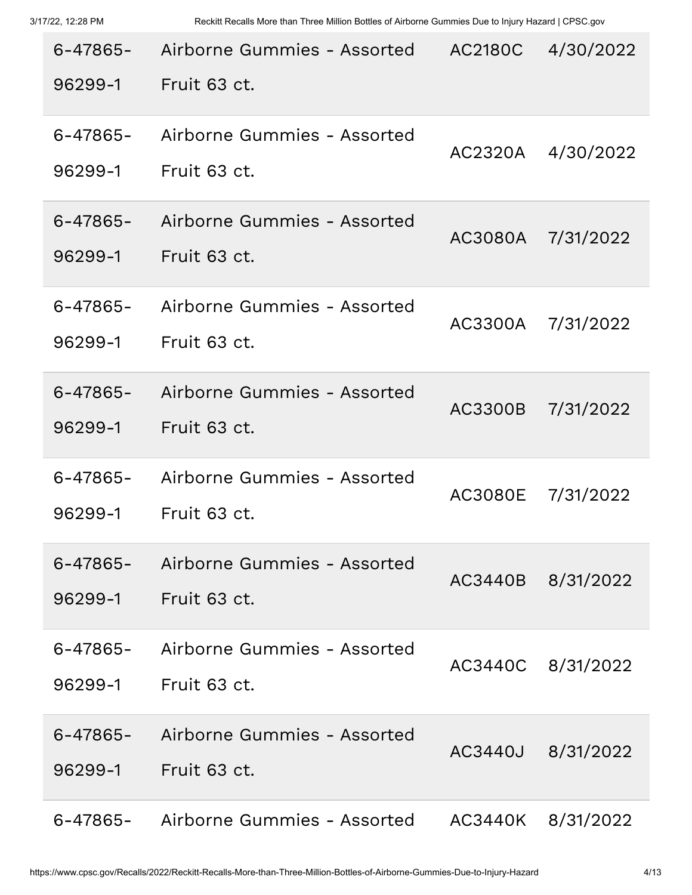| | | | |
|---|---|---|---|
| 6-47865-96299-1 | Airborne Gummies - Assorted Fruit 63 ct. | AC2180C | 4/30/2022 |
| 6-47865-96299-1 | Airborne Gummies - Assorted Fruit 63 ct. | AC2320A | 4/30/2022 |
| 6-47865-96299-1 | Airborne Gummies - Assorted Fruit 63 ct. | AC3080A | 7/31/2022 |
| 6-47865-96299-1 | Airborne Gummies - Assorted Fruit 63 ct. | AC3300A | 7/31/2022 |
| 6-47865-96299-1 | Airborne Gummies - Assorted Fruit 63 ct. | AC3300B | 7/31/2022 |
| 6-47865-96299-1 | Airborne Gummies - Assorted Fruit 63 ct. | AC3080E | 7/31/2022 |
| 6-47865-96299-1 | Airborne Gummies - Assorted Fruit 63 ct. | AC3440B | 8/31/2022 |
| 6-47865-96299-1 | Airborne Gummies - Assorted Fruit 63 ct. | AC3440C | 8/31/2022 |
| 6-47865-96299-1 | Airborne Gummies - Assorted Fruit 63 ct. | AC3440J | 8/31/2022 |
| 6-47865- | Airborne Gummies - Assorted | AC3440K | 8/31/2022 |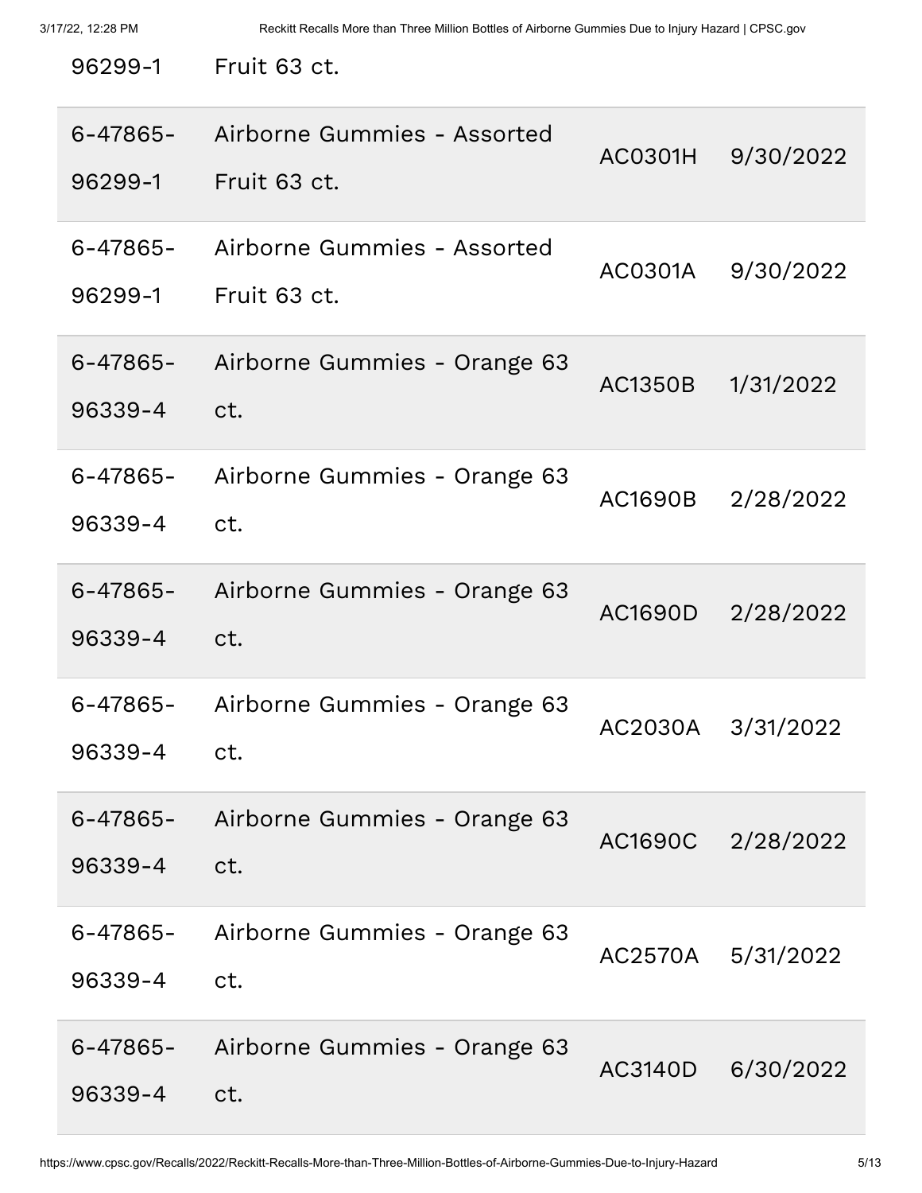| | | | |
|---|---|---|---|
| 6-47865-96299-1 | Airborne Gummies - Assorted Fruit 63 ct. | | |
| 6-47865-96299-1 | Airborne Gummies - Assorted Fruit 63 ct. | AC0301H | 9/30/2022 |
| 6-47865-96299-1 | Airborne Gummies - Assorted Fruit 63 ct. | AC0301A | 9/30/2022 |
| 6-47865-96339-4 | Airborne Gummies - Orange 63 ct. | AC1350B | 1/31/2022 |
| 6-47865-96339-4 | Airborne Gummies - Orange 63 ct. | AC1690B | 2/28/2022 |
| 6-47865-96339-4 | Airborne Gummies - Orange 63 ct. | AC1690D | 2/28/2022 |
| 6-47865-96339-4 | Airborne Gummies - Orange 63 ct. | AC2030A | 3/31/2022 |
| 6-47865-96339-4 | Airborne Gummies - Orange 63 ct. | AC1690C | 2/28/2022 |
| 6-47865-96339-4 | Airborne Gummies - Orange 63 ct. | AC2570A | 5/31/2022 |
| 6-47865-96339-4 | Airborne Gummies - Orange 63 ct. | AC3140D | 6/30/2022 |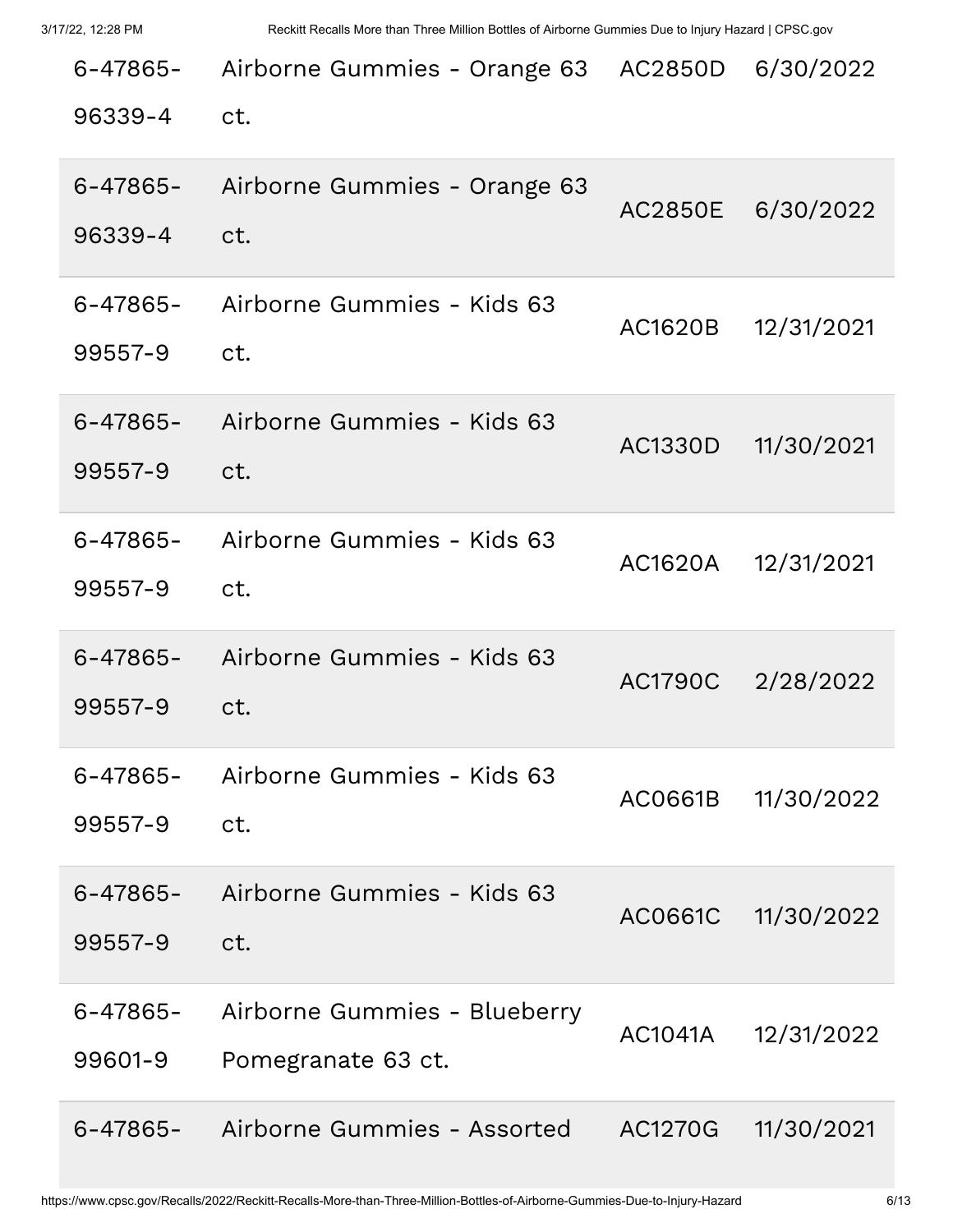| | | | |
|---|---|---|---|
| 6-47865-96339-4 | Airborne Gummies - Orange 63 ct. | AC2850D | 6/30/2022 |
| 6-47865-96339-4 | Airborne Gummies - Orange 63 ct. | AC2850E | 6/30/2022 |
| 6-47865-99557-9 | Airborne Gummies - Kids 63 ct. | AC1620B | 12/31/2021 |
| 6-47865-99557-9 | Airborne Gummies - Kids 63 ct. | AC1330D | 11/30/2021 |
| 6-47865-99557-9 | Airborne Gummies - Kids 63 ct. | AC1620A | 12/31/2021 |
| 6-47865-99557-9 | Airborne Gummies - Kids 63 ct. | AC1790C | 2/28/2022 |
| 6-47865-99557-9 | Airborne Gummies - Kids 63 ct. | AC0661B | 11/30/2022 |
| 6-47865-99557-9 | Airborne Gummies - Kids 63 ct. | AC0661C | 11/30/2022 |
| 6-47865-99601-9 | Airborne Gummies - Blueberry Pomegranate 63 ct. | AC1041A | 12/31/2022 |
| 6-47865- | Airborne Gummies - Assorted | AC1270G | 11/30/2021 |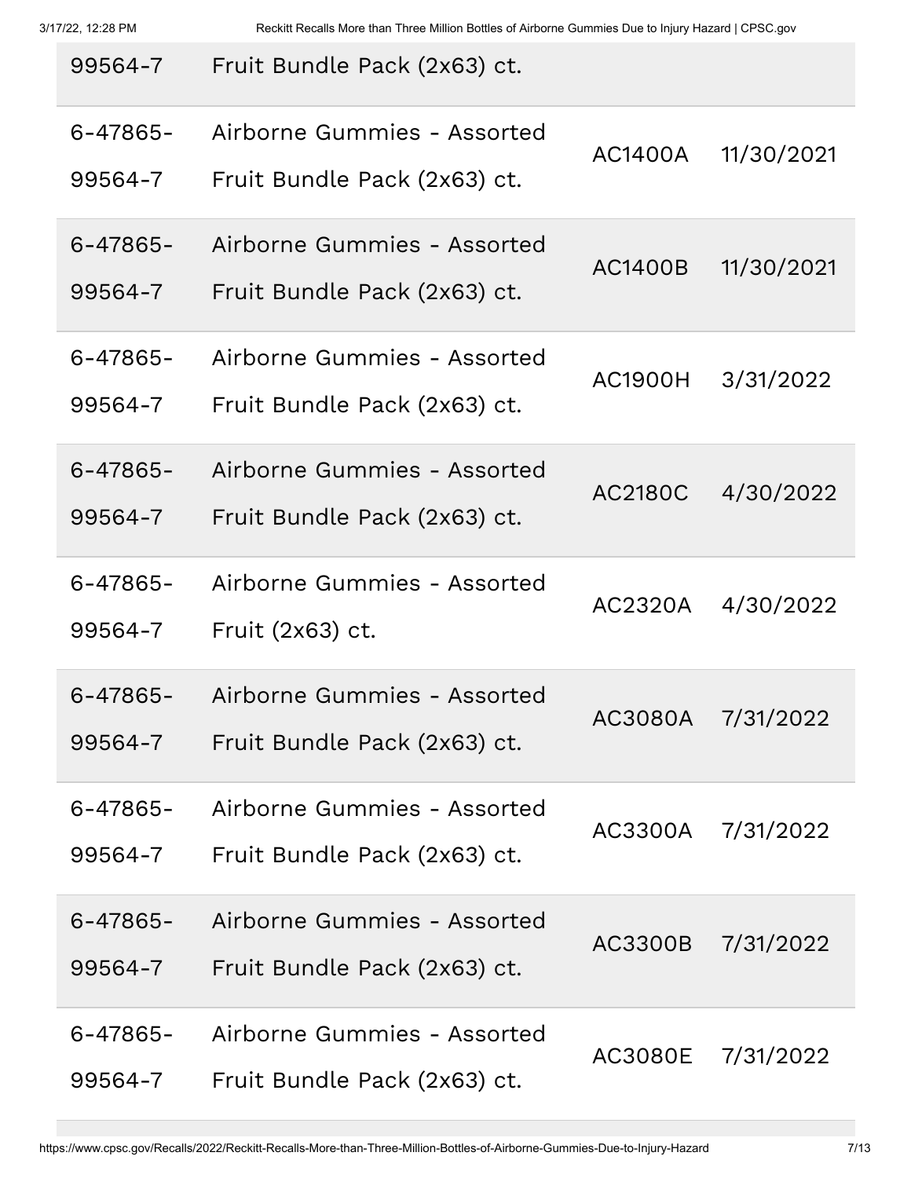| | | | |
|---|---|---|---|
| 6-47865-99564-7 | Airborne Gummies - Assorted Fruit Bundle Pack (2x63) ct. | | |
| 6-47865-99564-7 | Airborne Gummies - Assorted Fruit Bundle Pack (2x63) ct. | AC1400A | 11/30/2021 |
| 6-47865-99564-7 | Airborne Gummies - Assorted Fruit Bundle Pack (2x63) ct. | AC1400B | 11/30/2021 |
| 6-47865-99564-7 | Airborne Gummies - Assorted Fruit Bundle Pack (2x63) ct. | AC1900H | 3/31/2022 |
| 6-47865-99564-7 | Airborne Gummies - Assorted Fruit Bundle Pack (2x63) ct. | AC2180C | 4/30/2022 |
| 6-47865-99564-7 | Airborne Gummies - Assorted Fruit (2x63) ct. | AC2320A | 4/30/2022 |
| 6-47865-99564-7 | Airborne Gummies - Assorted Fruit Bundle Pack (2x63) ct. | AC3080A | 7/31/2022 |
| 6-47865-99564-7 | Airborne Gummies - Assorted Fruit Bundle Pack (2x63) ct. | AC3300A | 7/31/2022 |
| 6-47865-99564-7 | Airborne Gummies - Assorted Fruit Bundle Pack (2x63) ct. | AC3300B | 7/31/2022 |
| 6-47865-99564-7 | Airborne Gummies - Assorted Fruit Bundle Pack (2x63) ct. | AC3080E | 7/31/2022 |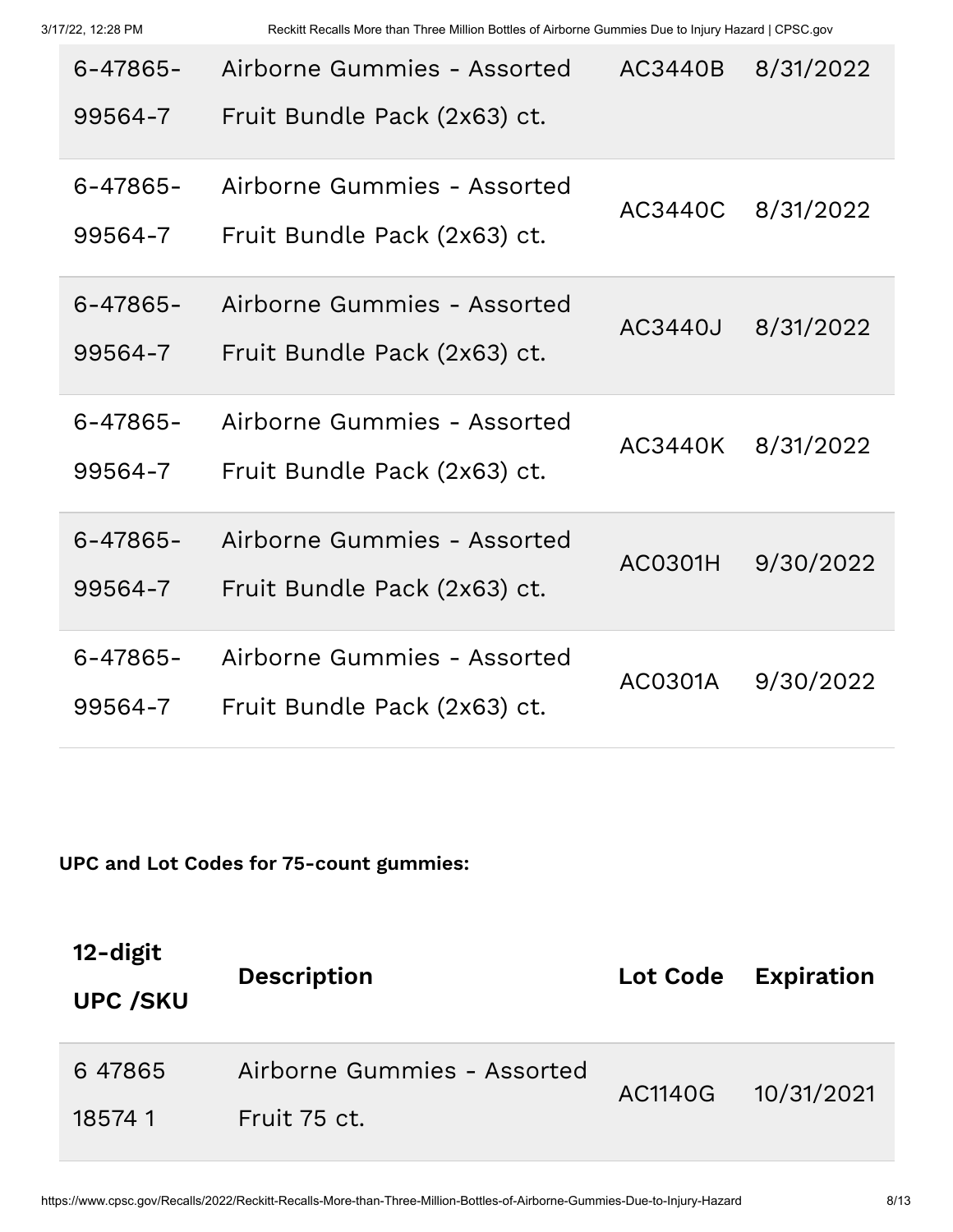| | | | |
|---|---|---|---|
| 6-47865-99564-7 | Airborne Gummies - Assorted Fruit Bundle Pack (2x63) ct. | AC3440B | 8/31/2022 |
| 6-47865-99564-7 | Airborne Gummies - Assorted Fruit Bundle Pack (2x63) ct. | AC3440C | 8/31/2022 |
| 6-47865-99564-7 | Airborne Gummies - Assorted Fruit Bundle Pack (2x63) ct. | AC3440J | 8/31/2022 |
| 6-47865-99564-7 | Airborne Gummies - Assorted Fruit Bundle Pack (2x63) ct. | AC3440K | 8/31/2022 |
| 6-47865-99564-7 | Airborne Gummies - Assorted Fruit Bundle Pack (2x63) ct. | AC0301H | 9/30/2022 |
| 6-47865-99564-7 | Airborne Gummies - Assorted Fruit Bundle Pack (2x63) ct. | AC0301A | 9/30/2022 |

**UPC and Lot Codes for 75-count gummies:**

| 12-digit UPC /SKU | Description | Lot Code | Expiration |
|---|---|---|---|
| 6 47865 18574 1 | Airborne Gummies - Assorted Fruit 75 ct. | AC1140G | 10/31/2021 |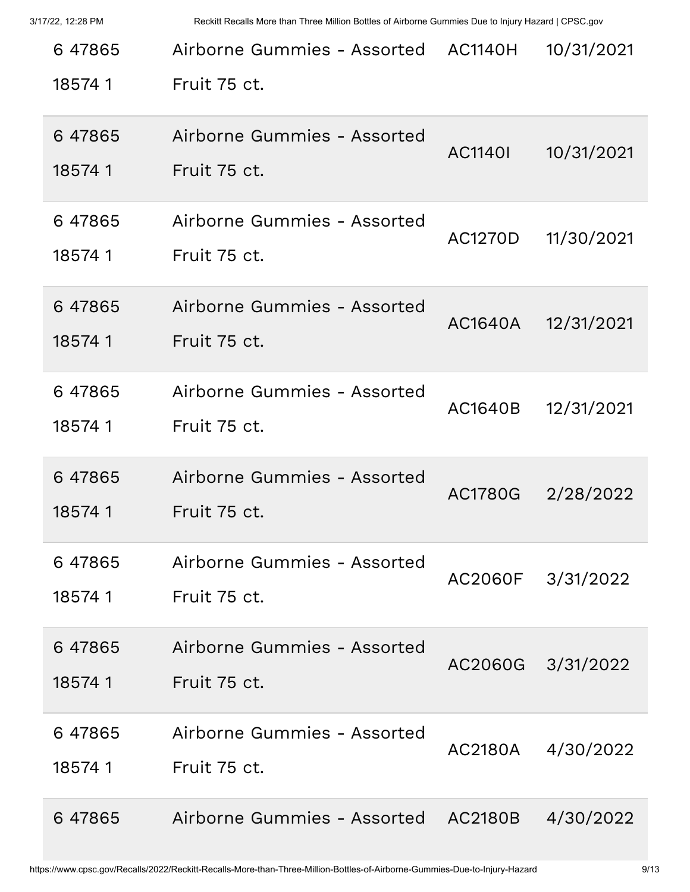| | | | |
|---|---|---|---|
| 6 47865 18574 1 | Airborne Gummies - Assorted Fruit 75 ct. | AC1140H | 10/31/2021 |
| 6 47865 18574 1 | Airborne Gummies - Assorted Fruit 75 ct. | AC1140I | 10/31/2021 |
| 6 47865 18574 1 | Airborne Gummies - Assorted Fruit 75 ct. | AC1270D | 11/30/2021 |
| 6 47865 18574 1 | Airborne Gummies - Assorted Fruit 75 ct. | AC1640A | 12/31/2021 |
| 6 47865 18574 1 | Airborne Gummies - Assorted Fruit 75 ct. | AC1640B | 12/31/2021 |
| 6 47865 18574 1 | Airborne Gummies - Assorted Fruit 75 ct. | AC1780G | 2/28/2022 |
| 6 47865 18574 1 | Airborne Gummies - Assorted Fruit 75 ct. | AC2060F | 3/31/2022 |
| 6 47865 18574 1 | Airborne Gummies - Assorted Fruit 75 ct. | AC2060G | 3/31/2022 |
| 6 47865 18574 1 | Airborne Gummies - Assorted Fruit 75 ct. | AC2180A | 4/30/2022 |
| 6 47865 | Airborne Gummies - Assorted | AC2180B | 4/30/2022 |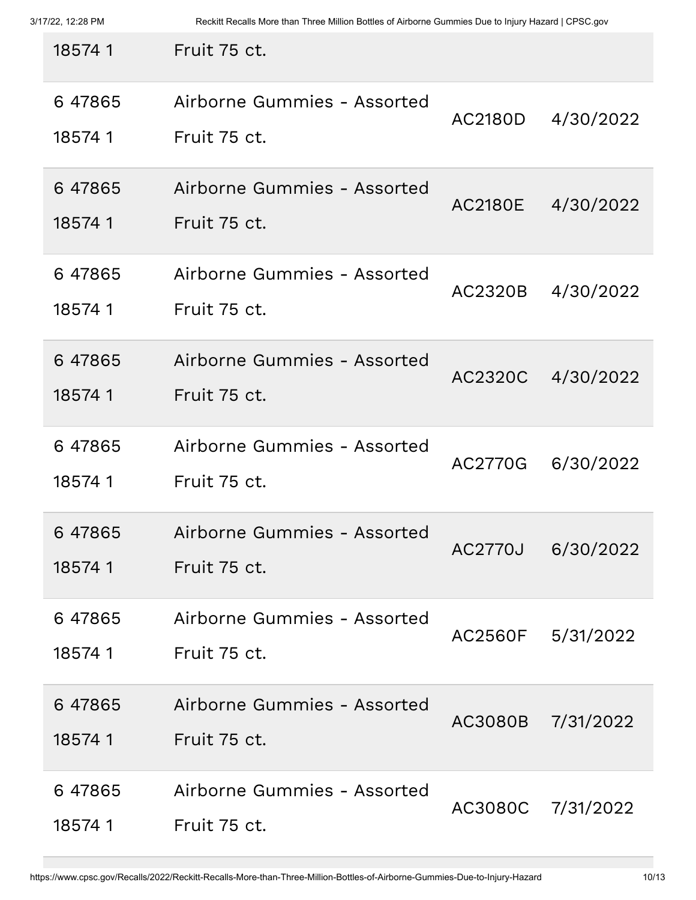| | | | |
|---|---|---|---|
| 18574 1 | Fruit 75 ct. | | |
| 6 47865 18574 1 | Airborne Gummies - Assorted Fruit 75 ct. | AC2180D | 4/30/2022 |
| 6 47865 18574 1 | Airborne Gummies - Assorted Fruit 75 ct. | AC2180E | 4/30/2022 |
| 6 47865 18574 1 | Airborne Gummies - Assorted Fruit 75 ct. | AC2320B | 4/30/2022 |
| 6 47865 18574 1 | Airborne Gummies - Assorted Fruit 75 ct. | AC2320C | 4/30/2022 |
| 6 47865 18574 1 | Airborne Gummies - Assorted Fruit 75 ct. | AC2770G | 6/30/2022 |
| 6 47865 18574 1 | Airborne Gummies - Assorted Fruit 75 ct. | AC2770J | 6/30/2022 |
| 6 47865 18574 1 | Airborne Gummies - Assorted Fruit 75 ct. | AC2560F | 5/31/2022 |
| 6 47865 18574 1 | Airborne Gummies - Assorted Fruit 75 ct. | AC3080B | 7/31/2022 |
| 6 47865 18574 1 | Airborne Gummies - Assorted Fruit 75 ct. | AC3080C | 7/31/2022 |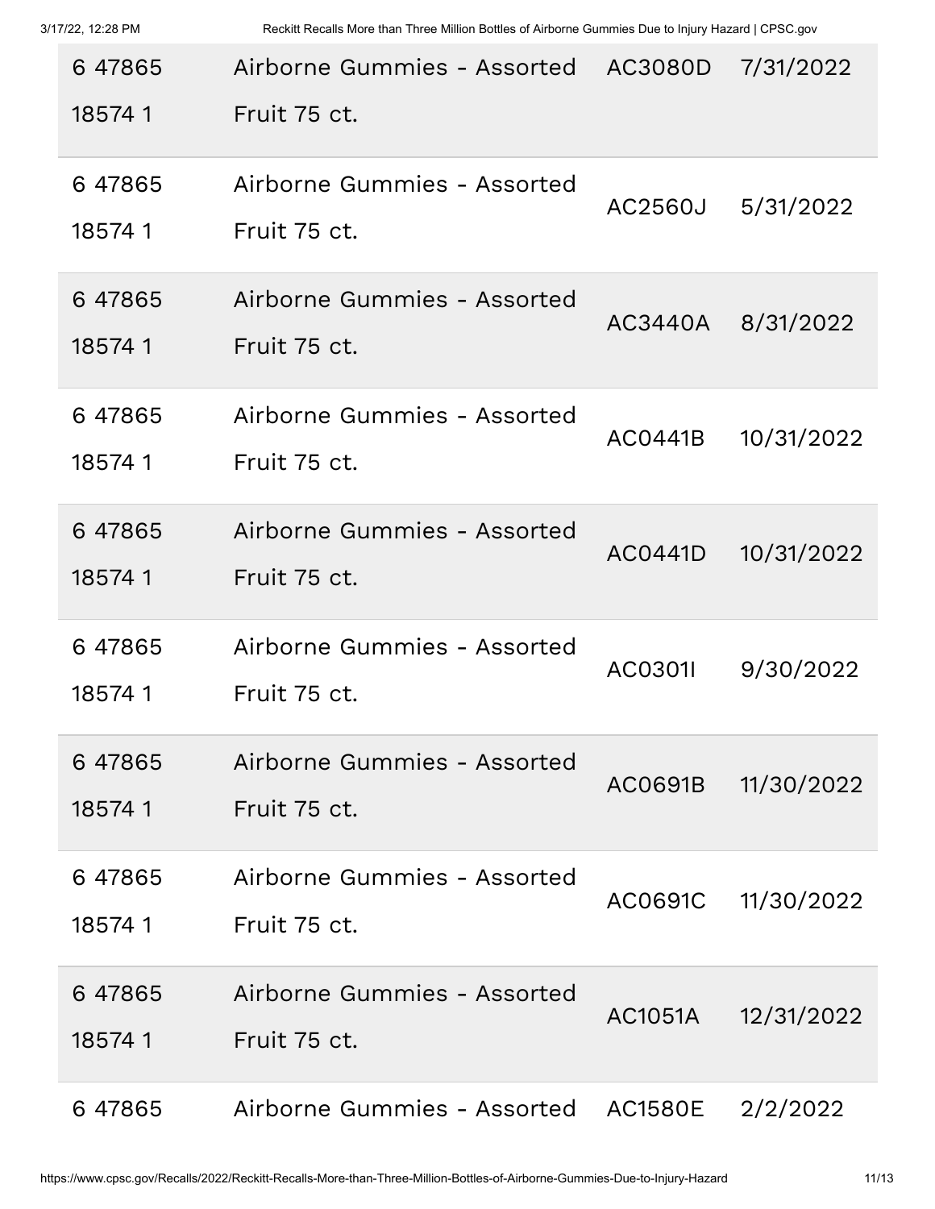| | | | |
|---|---|---|---|
| 6 47865 18574 1 | Airborne Gummies - Assorted Fruit 75 ct. | AC3080D | 7/31/2022 |
| 6 47865 18574 1 | Airborne Gummies - Assorted Fruit 75 ct. | AC2560J | 5/31/2022 |
| 6 47865 18574 1 | Airborne Gummies - Assorted Fruit 75 ct. | AC3440A | 8/31/2022 |
| 6 47865 18574 1 | Airborne Gummies - Assorted Fruit 75 ct. | AC0441B | 10/31/2022 |
| 6 47865 18574 1 | Airborne Gummies - Assorted Fruit 75 ct. | AC0441D | 10/31/2022 |
| 6 47865 18574 1 | Airborne Gummies - Assorted Fruit 75 ct. | AC0301I | 9/30/2022 |
| 6 47865 18574 1 | Airborne Gummies - Assorted Fruit 75 ct. | AC0691B | 11/30/2022 |
| 6 47865 18574 1 | Airborne Gummies - Assorted Fruit 75 ct. | AC0691C | 11/30/2022 |
| 6 47865 18574 1 | Airborne Gummies - Assorted Fruit 75 ct. | AC1051A | 12/31/2022 |
| 6 47865 | Airborne Gummies - Assorted | AC1580E | 2/2/2022 |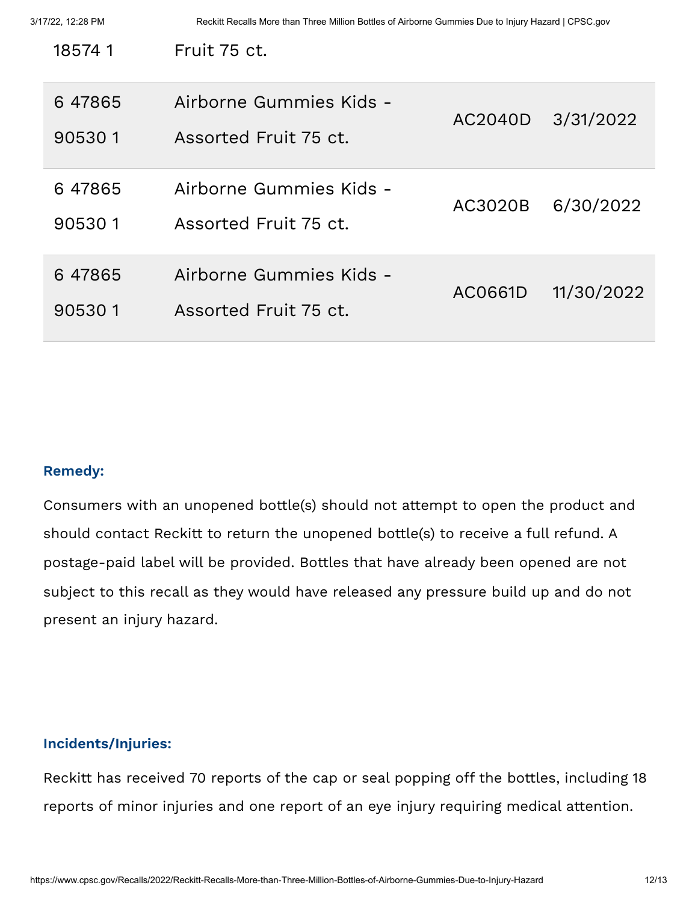| | | | |
|---|---|---|---|
| 18574 1 | Fruit 75 ct. | | |
| 6 47865 90530 1 | Airborne Gummies Kids - Assorted Fruit 75 ct. | AC2040D | 3/31/2022 |
| 6 47865 90530 1 | Airborne Gummies Kids - Assorted Fruit 75 ct. | AC3020B | 6/30/2022 |
| 6 47865 90530 1 | Airborne Gummies Kids - Assorted Fruit 75 ct. | AC0661D | 11/30/2022 |

### Remedy:

Consumers with an unopened bottle(s) should not attempt to open the product and should contact Reckitt to return the unopened bottle(s) to receive a full refund. A postage-paid label will be provided. Bottles that have already been opened are not subject to this recall as they would have released any pressure build up and do not present an injury hazard.

### Incidents/Injuries:

Reckitt has received 70 reports of the cap or seal popping off the bottles, including 18 reports of minor injuries and one report of an eye injury requiring medical attention.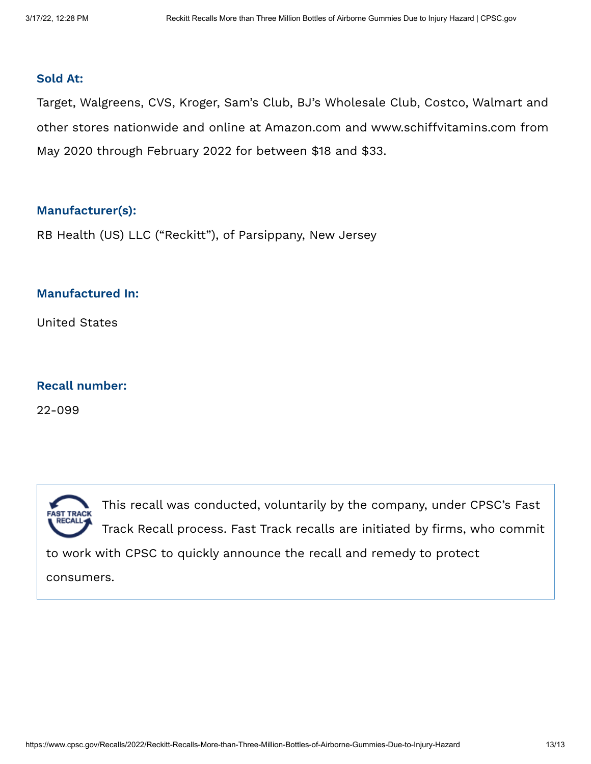### Sold At:

Target, Walgreens, CVS, Kroger, Sam's Club, BJ's Wholesale Club, Costco, Walmart and other stores nationwide and online at Amazon.com and www.schiffvitamins.com from May 2020 through February 2022 for between $18 and $33.

### Manufacturer(s):

RB Health (US) LLC ("Reckitt"), of Parsippany, New Jersey

### Manufactured In:

United States

### Recall number:

22-099

FAST TRACK RECALL

This recall was conducted, voluntarily by the company, under CPSC's Fast Track Recall process. Fast Track recalls are initiated by firms, who commit to work with CPSC to quickly announce the recall and remedy to protect consumers.